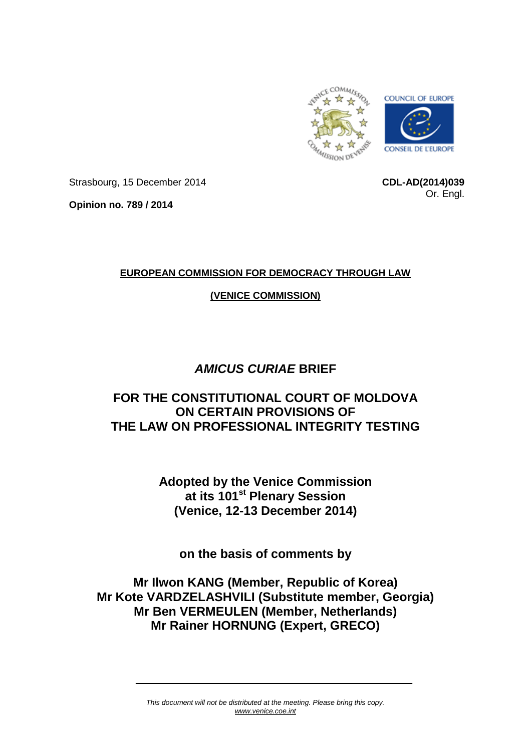Strasbourg, 15 December 2014

**CDL-AD(2014)039**
Or. Engl.

**Opinion no. 789 / 2014**

**EUROPEAN COMMISSION FOR DEMOCRACY THROUGH LAW**

**(VENICE COMMISSION)**

# *AMICUS CURIAE* BRIEF

# FOR THE CONSTITUTIONAL COURT OF MOLDOVA ON CERTAIN PROVISIONS OF THE LAW ON PROFESSIONAL INTEGRITY TESTING

**Adopted by the Venice Commission at its 101st Plenary Session (Venice, 12-13 December 2014)**

**on the basis of comments by**

**Mr Ilwon KANG (Member, Republic of Korea)**
**Mr Kote VARDZELASHVILI (Substitute member, Georgia)**
**Mr Ben VERMEULEN (Member, Netherlands)**
**Mr Rainer HORNUNG (Expert, GRECO)**

*This document will not be distributed at the meeting. Please bring this copy.*
www.venice.coe.int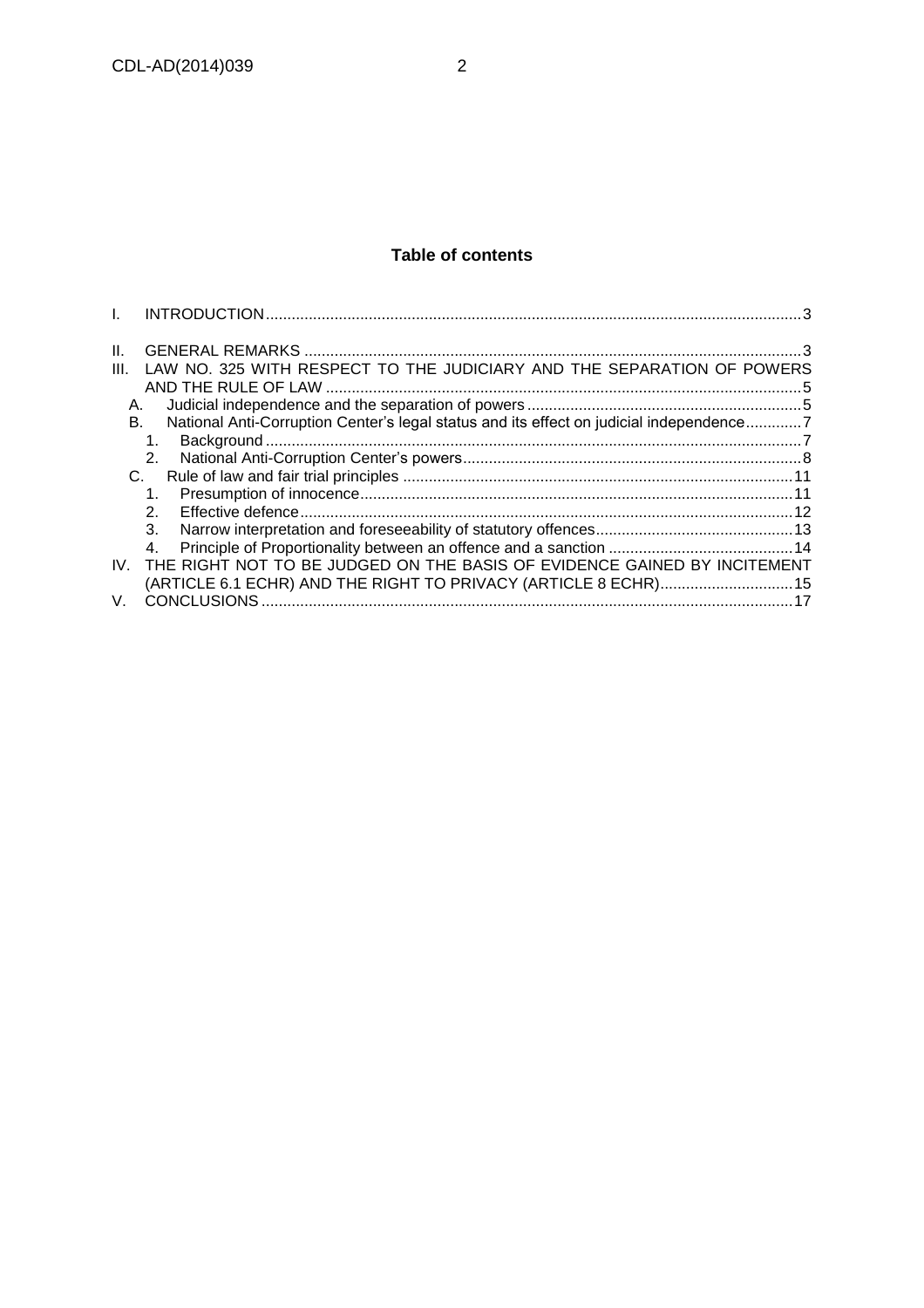## Table of contents

I. INTRODUCTION ... 3

II. GENERAL REMARKS ... 3

III. LAW NO. 325 WITH RESPECT TO THE JUDICIARY AND THE SEPARATION OF POWERS AND THE RULE OF LAW ... 5

- A. Judicial independence and the separation of powers ... 5
- B. National Anti-Corruption Center's legal status and its effect on judicial independence ... 7
  1. Background ... 7
  2. National Anti-Corruption Center's powers ... 8
- C. Rule of law and fair trial principles ... 11
  1. Presumption of innocence ... 11
  2. Effective defence ... 12
  3. Narrow interpretation and foreseeability of statutory offences ... 13
  4. Principle of Proportionality between an offence and a sanction ... 14

IV. THE RIGHT NOT TO BE JUDGED ON THE BASIS OF EVIDENCE GAINED BY INCITEMENT (ARTICLE 6.1 ECHR) AND THE RIGHT TO PRIVACY (ARTICLE 8 ECHR) ... 15

V. CONCLUSIONS ... 17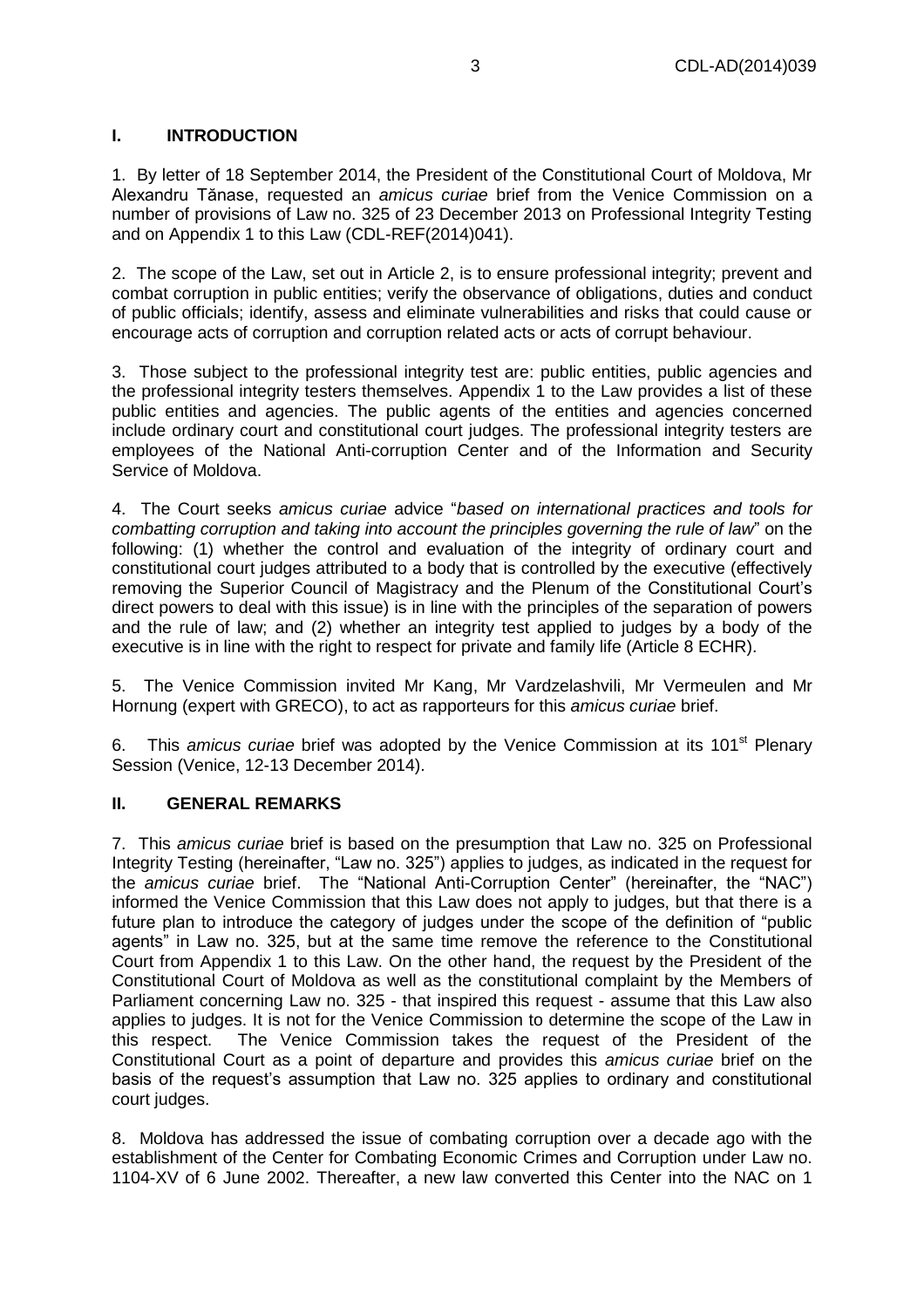## I. INTRODUCTION

1. By letter of 18 September 2014, the President of the Constitutional Court of Moldova, Mr Alexandru Tănase, requested an *amicus curiae* brief from the Venice Commission on a number of provisions of Law no. 325 of 23 December 2013 on Professional Integrity Testing and on Appendix 1 to this Law (CDL-REF(2014)041).

2. The scope of the Law, set out in Article 2, is to ensure professional integrity; prevent and combat corruption in public entities; verify the observance of obligations, duties and conduct of public officials; identify, assess and eliminate vulnerabilities and risks that could cause or encourage acts of corruption and corruption related acts or acts of corrupt behaviour.

3. Those subject to the professional integrity test are: public entities, public agencies and the professional integrity testers themselves. Appendix 1 to the Law provides a list of these public entities and agencies. The public agents of the entities and agencies concerned include ordinary court and constitutional court judges. The professional integrity testers are employees of the National Anti-corruption Center and of the Information and Security Service of Moldova.

4. The Court seeks *amicus curiae* advice "*based on international practices and tools for combatting corruption and taking into account the principles governing the rule of law*" on the following: (1) whether the control and evaluation of the integrity of ordinary court and constitutional court judges attributed to a body that is controlled by the executive (effectively removing the Superior Council of Magistracy and the Plenum of the Constitutional Court's direct powers to deal with this issue) is in line with the principles of the separation of powers and the rule of law; and (2) whether an integrity test applied to judges by a body of the executive is in line with the right to respect for private and family life (Article 8 ECHR).

5. The Venice Commission invited Mr Kang, Mr Vardzelashvili, Mr Vermeulen and Mr Hornung (expert with GRECO), to act as rapporteurs for this *amicus curiae* brief.

6. This *amicus curiae* brief was adopted by the Venice Commission at its 101st Plenary Session (Venice, 12-13 December 2014).

## II. GENERAL REMARKS

7. This *amicus curiae* brief is based on the presumption that Law no. 325 on Professional Integrity Testing (hereinafter, "Law no. 325") applies to judges, as indicated in the request for the *amicus curiae* brief. The "National Anti-Corruption Center" (hereinafter, the "NAC") informed the Venice Commission that this Law does not apply to judges, but that there is a future plan to introduce the category of judges under the scope of the definition of "public agents" in Law no. 325, but at the same time remove the reference to the Constitutional Court from Appendix 1 to this Law. On the other hand, the request by the President of the Constitutional Court of Moldova as well as the constitutional complaint by the Members of Parliament concerning Law no. 325 - that inspired this request - assume that this Law also applies to judges. It is not for the Venice Commission to determine the scope of the Law in this respect. The Venice Commission takes the request of the President of the Constitutional Court as a point of departure and provides this *amicus curiae* brief on the basis of the request's assumption that Law no. 325 applies to ordinary and constitutional court judges.

8. Moldova has addressed the issue of combating corruption over a decade ago with the establishment of the Center for Combating Economic Crimes and Corruption under Law no. 1104-XV of 6 June 2002. Thereafter, a new law converted this Center into the NAC on 1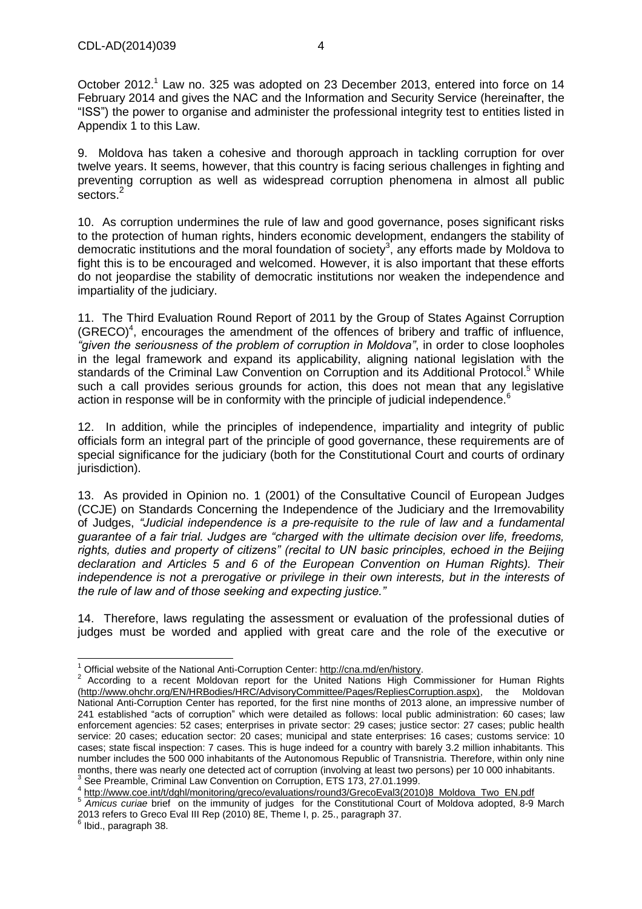October 2012.[1] Law no. 325 was adopted on 23 December 2013, entered into force on 14 February 2014 and gives the NAC and the Information and Security Service (hereinafter, the "ISS") the power to organise and administer the professional integrity test to entities listed in Appendix 1 to this Law.

9. Moldova has taken a cohesive and thorough approach in tackling corruption for over twelve years. It seems, however, that this country is facing serious challenges in fighting and preventing corruption as well as widespread corruption phenomena in almost all public sectors.[2]

10. As corruption undermines the rule of law and good governance, poses significant risks to the protection of human rights, hinders economic development, endangers the stability of democratic institutions and the moral foundation of society[3], any efforts made by Moldova to fight this is to be encouraged and welcomed. However, it is also important that these efforts do not jeopardise the stability of democratic institutions nor weaken the independence and impartiality of the judiciary.

11. The Third Evaluation Round Report of 2011 by the Group of States Against Corruption (GRECO)[4], encourages the amendment of the offences of bribery and traffic of influence, *"given the seriousness of the problem of corruption in Moldova"*, in order to close loopholes in the legal framework and expand its applicability, aligning national legislation with the standards of the Criminal Law Convention on Corruption and its Additional Protocol.[5] While such a call provides serious grounds for action, this does not mean that any legislative action in response will be in conformity with the principle of judicial independence.[6]

12. In addition, while the principles of independence, impartiality and integrity of public officials form an integral part of the principle of good governance, these requirements are of special significance for the judiciary (both for the Constitutional Court and courts of ordinary jurisdiction).

13. As provided in Opinion no. 1 (2001) of the Consultative Council of European Judges (CCJE) on Standards Concerning the Independence of the Judiciary and the Irremovability of Judges, *"Judicial independence is a pre-requisite to the rule of law and a fundamental guarantee of a fair trial. Judges are "charged with the ultimate decision over life, freedoms, rights, duties and property of citizens" (recital to UN basic principles, echoed in the Beijing declaration and Articles 5 and 6 of the European Convention on Human Rights). Their independence is not a prerogative or privilege in their own interests, but in the interests of the rule of law and of those seeking and expecting justice."*

14. Therefore, laws regulating the assessment or evaluation of the professional duties of judges must be worded and applied with great care and the role of the executive or

---

[1] Official website of the National Anti-Corruption Center: http://cna.md/en/history.

[2] According to a recent Moldovan report for the United Nations High Commissioner for Human Rights (http://www.ohchr.org/EN/HRBodies/HRC/AdvisoryCommittee/Pages/RepliesCorruption.aspx), the Moldovan National Anti-Corruption Center has reported, for the first nine months of 2013 alone, an impressive number of 241 established "acts of corruption" which were detailed as follows: local public administration: 60 cases; law enforcement agencies: 52 cases; enterprises in private sector: 29 cases; justice sector: 27 cases; public health service: 20 cases; education sector: 20 cases; municipal and state enterprises: 16 cases; customs service: 10 cases; state fiscal inspection: 7 cases. This is huge indeed for a country with barely 3.2 million inhabitants. This number includes the 500 000 inhabitants of the Autonomous Republic of Transnistria. Therefore, within only nine months, there was nearly one detected act of corruption (involving at least two persons) per 10 000 inhabitants.

[3] See Preamble, Criminal Law Convention on Corruption, ETS 173, 27.01.1999.

[4] http://www.coe.int/t/dghl/monitoring/greco/evaluations/round3/GrecoEval3(2010)8_Moldova_Two_EN.pdf

[5] *Amicus curiae* brief on the immunity of judges for the Constitutional Court of Moldova adopted, 8-9 March 2013 refers to Greco Eval III Rep (2010) 8E, Theme I, p. 25., paragraph 37.

[6] Ibid., paragraph 38.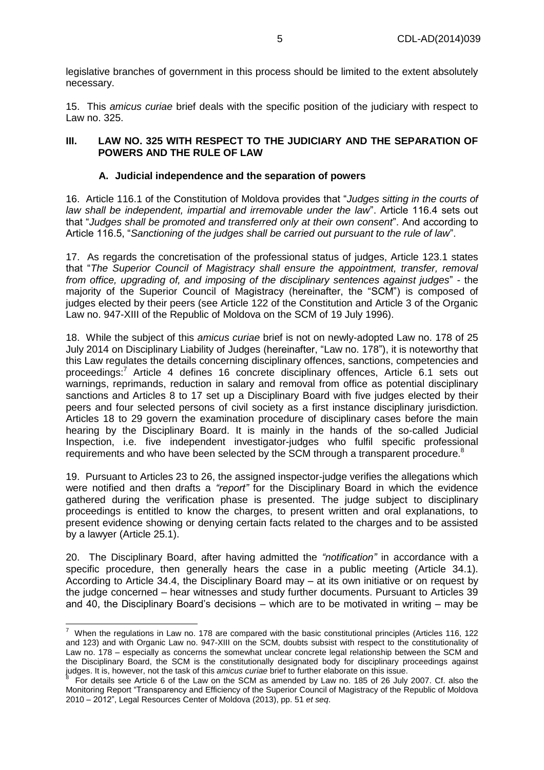legislative branches of government in this process should be limited to the extent absolutely necessary.

15. This *amicus curiae* brief deals with the specific position of the judiciary with respect to Law no. 325.

## III. LAW NO. 325 WITH RESPECT TO THE JUDICIARY AND THE SEPARATION OF POWERS AND THE RULE OF LAW

### A. Judicial independence and the separation of powers

16. Article 116.1 of the Constitution of Moldova provides that "*Judges sitting in the courts of law shall be independent, impartial and irremovable under the law*". Article 116.4 sets out that "*Judges shall be promoted and transferred only at their own consent*". And according to Article 116.5, "*Sanctioning of the judges shall be carried out pursuant to the rule of law*".

17. As regards the concretisation of the professional status of judges, Article 123.1 states that "*The Superior Council of Magistracy shall ensure the appointment, transfer, removal from office, upgrading of, and imposing of the disciplinary sentences against judges*" - the majority of the Superior Council of Magistracy (hereinafter, the "SCM") is composed of judges elected by their peers (see Article 122 of the Constitution and Article 3 of the Organic Law no. 947-XIII of the Republic of Moldova on the SCM of 19 July 1996).

18. While the subject of this *amicus curiae* brief is not on newly-adopted Law no. 178 of 25 July 2014 on Disciplinary Liability of Judges (hereinafter, "Law no. 178"), it is noteworthy that this Law regulates the details concerning disciplinary offences, sanctions, competencies and proceedings:[7] Article 4 defines 16 concrete disciplinary offences, Article 6.1 sets out warnings, reprimands, reduction in salary and removal from office as potential disciplinary sanctions and Articles 8 to 17 set up a Disciplinary Board with five judges elected by their peers and four selected persons of civil society as a first instance disciplinary jurisdiction. Articles 18 to 29 govern the examination procedure of disciplinary cases before the main hearing by the Disciplinary Board. It is mainly in the hands of the so-called Judicial Inspection, i.e. five independent investigator-judges who fulfil specific professional requirements and who have been selected by the SCM through a transparent procedure.[8]

19. Pursuant to Articles 23 to 26, the assigned inspector-judge verifies the allegations which were notified and then drafts a *"report"* for the Disciplinary Board in which the evidence gathered during the verification phase is presented. The judge subject to disciplinary proceedings is entitled to know the charges, to present written and oral explanations, to present evidence showing or denying certain facts related to the charges and to be assisted by a lawyer (Article 25.1).

20. The Disciplinary Board, after having admitted the *"notification"* in accordance with a specific procedure, then generally hears the case in a public meeting (Article 34.1). According to Article 34.4, the Disciplinary Board may – at its own initiative or on request by the judge concerned – hear witnesses and study further documents. Pursuant to Articles 39 and 40, the Disciplinary Board's decisions – which are to be motivated in writing – may be

---

[7] When the regulations in Law no. 178 are compared with the basic constitutional principles (Articles 116, 122 and 123) and with Organic Law no. 947-XIII on the SCM, doubts subsist with respect to the constitutionality of Law no. 178 – especially as concerns the somewhat unclear concrete legal relationship between the SCM and the Disciplinary Board, the SCM is the constitutionally designated body for disciplinary proceedings against judges. It is, however, not the task of this *amicus curiae* brief to further elaborate on this issue.

[8] For details see Article 6 of the Law on the SCM as amended by Law no. 185 of 26 July 2007. Cf. also the Monitoring Report "Transparency and Efficiency of the Superior Council of Magistracy of the Republic of Moldova 2010 – 2012", Legal Resources Center of Moldova (2013), pp. 51 *et seq*.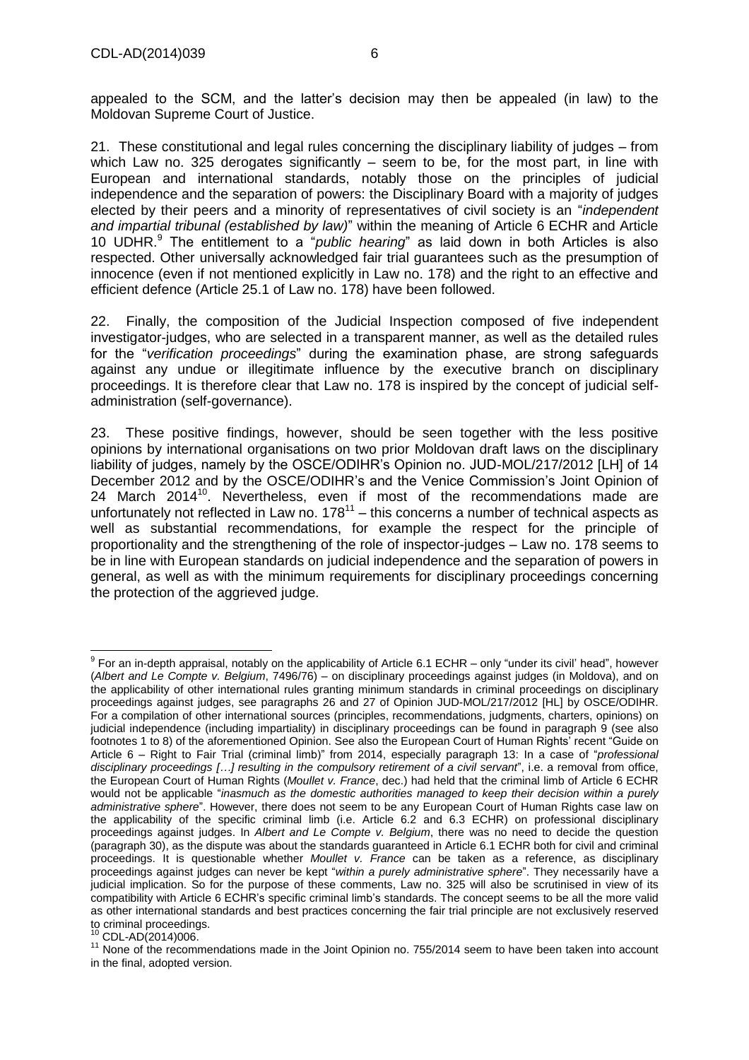appealed to the SCM, and the latter's decision may then be appealed (in law) to the Moldovan Supreme Court of Justice.

21. These constitutional and legal rules concerning the disciplinary liability of judges – from which Law no. 325 derogates significantly – seem to be, for the most part, in line with European and international standards, notably those on the principles of judicial independence and the separation of powers: the Disciplinary Board with a majority of judges elected by their peers and a minority of representatives of civil society is an "*independent and impartial tribunal (established by law)*" within the meaning of Article 6 ECHR and Article 10 UDHR.[9] The entitlement to a "*public hearing*" as laid down in both Articles is also respected. Other universally acknowledged fair trial guarantees such as the presumption of innocence (even if not mentioned explicitly in Law no. 178) and the right to an effective and efficient defence (Article 25.1 of Law no. 178) have been followed.

22. Finally, the composition of the Judicial Inspection composed of five independent investigator-judges, who are selected in a transparent manner, as well as the detailed rules for the "*verification proceedings*" during the examination phase, are strong safeguards against any undue or illegitimate influence by the executive branch on disciplinary proceedings. It is therefore clear that Law no. 178 is inspired by the concept of judicial self-administration (self-governance).

23. These positive findings, however, should be seen together with the less positive opinions by international organisations on two prior Moldovan draft laws on the disciplinary liability of judges, namely by the OSCE/ODIHR's Opinion no. JUD-MOL/217/2012 [LH] of 14 December 2012 and by the OSCE/ODIHR's and the Venice Commission's Joint Opinion of 24 March 2014[10]. Nevertheless, even if most of the recommendations made are unfortunately not reflected in Law no. 178[11] – this concerns a number of technical aspects as well as substantial recommendations, for example the respect for the principle of proportionality and the strengthening of the role of inspector-judges – Law no. 178 seems to be in line with European standards on judicial independence and the separation of powers in general, as well as with the minimum requirements for disciplinary proceedings concerning the protection of the aggrieved judge.

---

[9] For an in-depth appraisal, notably on the applicability of Article 6.1 ECHR – only "under its civil' head", however (*Albert and Le Compte v. Belgium*, 7496/76) – on disciplinary proceedings against judges (in Moldova), and on the applicability of other international rules granting minimum standards in criminal proceedings on disciplinary proceedings against judges, see paragraphs 26 and 27 of Opinion JUD-MOL/217/2012 [HL] by OSCE/ODIHR. For a compilation of other international sources (principles, recommendations, judgments, charters, opinions) on judicial independence (including impartiality) in disciplinary proceedings can be found in paragraph 9 (see also footnotes 1 to 8) of the aforementioned Opinion. See also the European Court of Human Rights' recent "Guide on Article 6 – Right to Fair Trial (criminal limb)" from 2014, especially paragraph 13: In a case of "*professional disciplinary proceedings […] resulting in the compulsory retirement of a civil servant*", i.e. a removal from office, the European Court of Human Rights (*Moullet v. France*, dec.) had held that the criminal limb of Article 6 ECHR would not be applicable "*inasmuch as the domestic authorities managed to keep their decision within a purely administrative sphere*". However, there does not seem to be any European Court of Human Rights case law on the applicability of the specific criminal limb (i.e. Article 6.2 and 6.3 ECHR) on professional disciplinary proceedings against judges. In *Albert and Le Compte v. Belgium*, there was no need to decide the question (paragraph 30), as the dispute was about the standards guaranteed in Article 6.1 ECHR both for civil and criminal proceedings. It is questionable whether *Moullet v. France* can be taken as a reference, as disciplinary proceedings against judges can never be kept "*within a purely administrative sphere*". They necessarily have a judicial implication. So for the purpose of these comments, Law no. 325 will also be scrutinised in view of its compatibility with Article 6 ECHR's specific criminal limb's standards. The concept seems to be all the more valid as other international standards and best practices concerning the fair trial principle are not exclusively reserved to criminal proceedings.

[10] CDL-AD(2014)006.

[11] None of the recommendations made in the Joint Opinion no. 755/2014 seem to have been taken into account in the final, adopted version.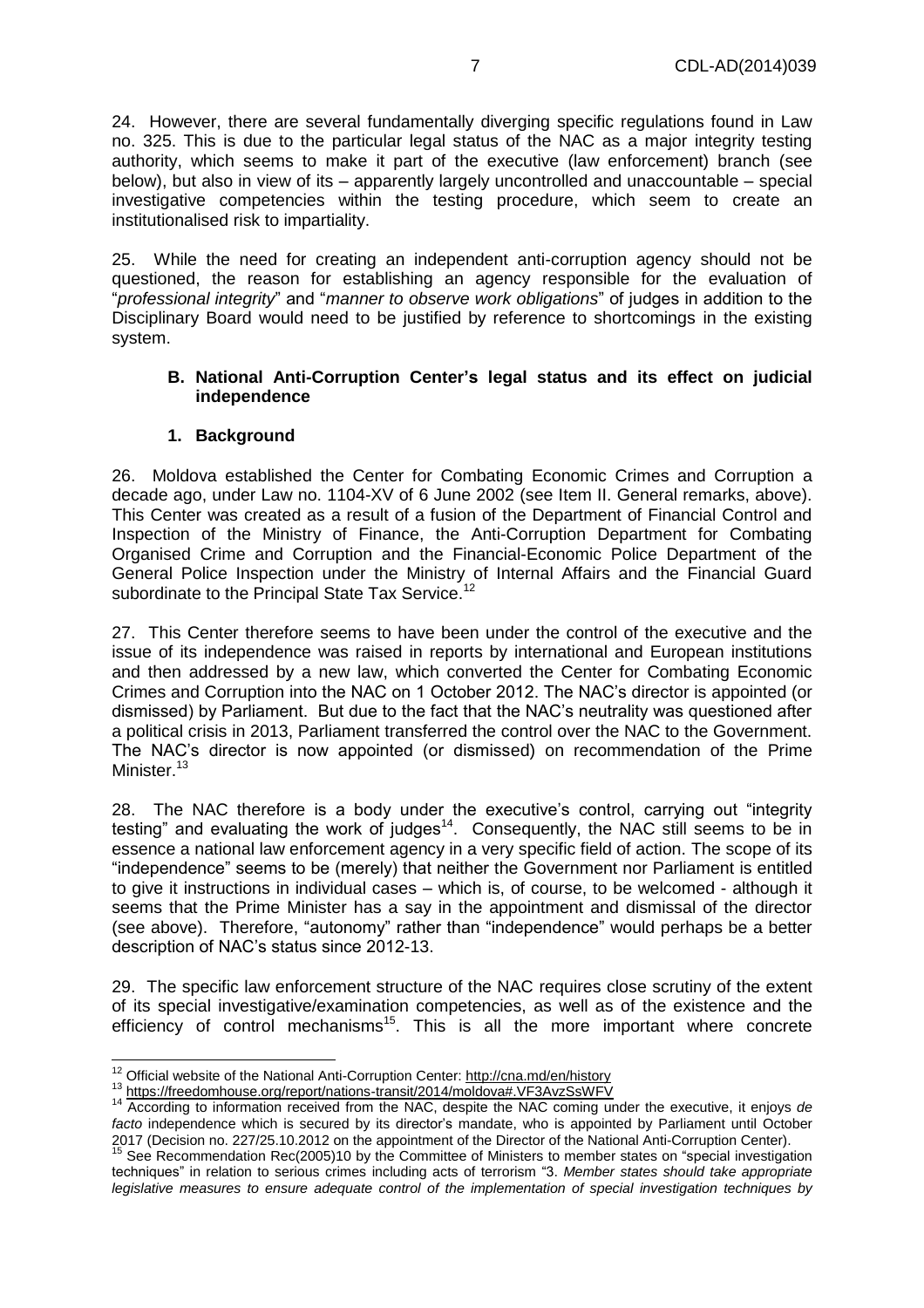24. However, there are several fundamentally diverging specific regulations found in Law no. 325. This is due to the particular legal status of the NAC as a major integrity testing authority, which seems to make it part of the executive (law enforcement) branch (see below), but also in view of its – apparently largely uncontrolled and unaccountable – special investigative competencies within the testing procedure, which seem to create an institutionalised risk to impartiality.

25. While the need for creating an independent anti-corruption agency should not be questioned, the reason for establishing an agency responsible for the evaluation of "*professional integrity*" and "*manner to observe work obligations*" of judges in addition to the Disciplinary Board would need to be justified by reference to shortcomings in the existing system.

### B. National Anti-Corruption Center's legal status and its effect on judicial independence

#### 1. Background

26. Moldova established the Center for Combating Economic Crimes and Corruption a decade ago, under Law no. 1104-XV of 6 June 2002 (see Item II. General remarks, above). This Center was created as a result of a fusion of the Department of Financial Control and Inspection of the Ministry of Finance, the Anti-Corruption Department for Combating Organised Crime and Corruption and the Financial-Economic Police Department of the General Police Inspection under the Ministry of Internal Affairs and the Financial Guard subordinate to the Principal State Tax Service.[12]

27. This Center therefore seems to have been under the control of the executive and the issue of its independence was raised in reports by international and European institutions and then addressed by a new law, which converted the Center for Combating Economic Crimes and Corruption into the NAC on 1 October 2012. The NAC's director is appointed (or dismissed) by Parliament. But due to the fact that the NAC's neutrality was questioned after a political crisis in 2013, Parliament transferred the control over the NAC to the Government. The NAC's director is now appointed (or dismissed) on recommendation of the Prime Minister.[13]

28. The NAC therefore is a body under the executive's control, carrying out "integrity testing" and evaluating the work of judges[14]. Consequently, the NAC still seems to be in essence a national law enforcement agency in a very specific field of action. The scope of its "independence" seems to be (merely) that neither the Government nor Parliament is entitled to give it instructions in individual cases – which is, of course, to be welcomed - although it seems that the Prime Minister has a say in the appointment and dismissal of the director (see above). Therefore, "autonomy" rather than "independence" would perhaps be a better description of NAC's status since 2012-13.

29. The specific law enforcement structure of the NAC requires close scrutiny of the extent of its special investigative/examination competencies, as well as of the existence and the efficiency of control mechanisms[15]. This is all the more important where concrete

---

[12] Official website of the National Anti-Corruption Center: http://cna.md/en/history

[13] https://freedomhouse.org/report/nations-transit/2014/moldova#.VF3AvzSsWFV

[14] According to information received from the NAC, despite the NAC coming under the executive, it enjoys *de facto* independence which is secured by its director's mandate, who is appointed by Parliament until October 2017 (Decision no. 227/25.10.2012 on the appointment of the Director of the National Anti-Corruption Center).

[15] See Recommendation Rec(2005)10 by the Committee of Ministers to member states on "special investigation techniques" in relation to serious crimes including acts of terrorism "3. *Member states should take appropriate legislative measures to ensure adequate control of the implementation of special investigation techniques by*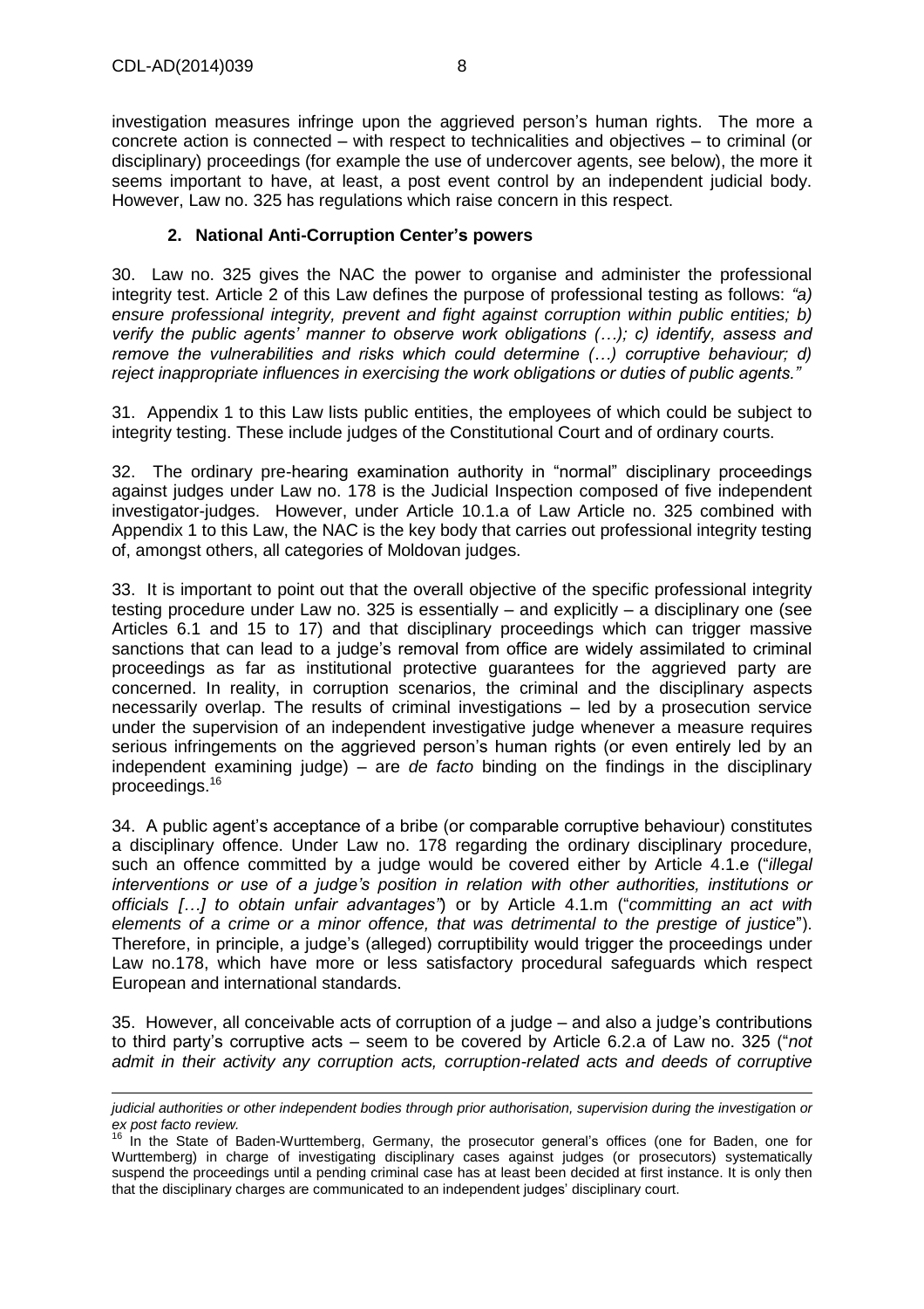investigation measures infringe upon the aggrieved person's human rights. The more a concrete action is connected – with respect to technicalities and objectives – to criminal (or disciplinary) proceedings (for example the use of undercover agents, see below), the more it seems important to have, at least, a post event control by an independent judicial body. However, Law no. 325 has regulations which raise concern in this respect.

## 2. National Anti-Corruption Center's powers

30. Law no. 325 gives the NAC the power to organise and administer the professional integrity test. Article 2 of this Law defines the purpose of professional testing as follows: *"a) ensure professional integrity, prevent and fight against corruption within public entities; b) verify the public agents' manner to observe work obligations (…); c) identify, assess and remove the vulnerabilities and risks which could determine (…) corruptive behaviour; d) reject inappropriate influences in exercising the work obligations or duties of public agents."*

31. Appendix 1 to this Law lists public entities, the employees of which could be subject to integrity testing. These include judges of the Constitutional Court and of ordinary courts.

32. The ordinary pre-hearing examination authority in "normal" disciplinary proceedings against judges under Law no. 178 is the Judicial Inspection composed of five independent investigator-judges. However, under Article 10.1.a of Law Article no. 325 combined with Appendix 1 to this Law, the NAC is the key body that carries out professional integrity testing of, amongst others, all categories of Moldovan judges.

33. It is important to point out that the overall objective of the specific professional integrity testing procedure under Law no. 325 is essentially – and explicitly – a disciplinary one (see Articles 6.1 and 15 to 17) and that disciplinary proceedings which can trigger massive sanctions that can lead to a judge's removal from office are widely assimilated to criminal proceedings as far as institutional protective guarantees for the aggrieved party are concerned. In reality, in corruption scenarios, the criminal and the disciplinary aspects necessarily overlap. The results of criminal investigations – led by a prosecution service under the supervision of an independent investigative judge whenever a measure requires serious infringements on the aggrieved person's human rights (or even entirely led by an independent examining judge) – are *de facto* binding on the findings in the disciplinary proceedings.[16]

34. A public agent's acceptance of a bribe (or comparable corruptive behaviour) constitutes a disciplinary offence. Under Law no. 178 regarding the ordinary disciplinary procedure, such an offence committed by a judge would be covered either by Article 4.1.e ("*illegal interventions or use of a judge's position in relation with other authorities, institutions or officials […] to obtain unfair advantages"*) or by Article 4.1.m ("*committing an act with elements of a crime or a minor offence, that was detrimental to the prestige of justice*"). Therefore, in principle, a judge's (alleged) corruptibility would trigger the proceedings under Law no.178, which have more or less satisfactory procedural safeguards which respect European and international standards.

35. However, all conceivable acts of corruption of a judge – and also a judge's contributions to third party's corruptive acts – seem to be covered by Article 6.2.a of Law no. 325 ("*not admit in their activity any corruption acts, corruption-related acts and deeds of corruptive*

---

*judicial authorities or other independent bodies through prior authorisation, supervision during the investigation or ex post facto review.*

[16] In the State of Baden-Wurttemberg, Germany, the prosecutor general's offices (one for Baden, one for Wurttemberg) in charge of investigating disciplinary cases against judges (or prosecutors) systematically suspend the proceedings until a pending criminal case has at least been decided at first instance. It is only then that the disciplinary charges are communicated to an independent judges' disciplinary court.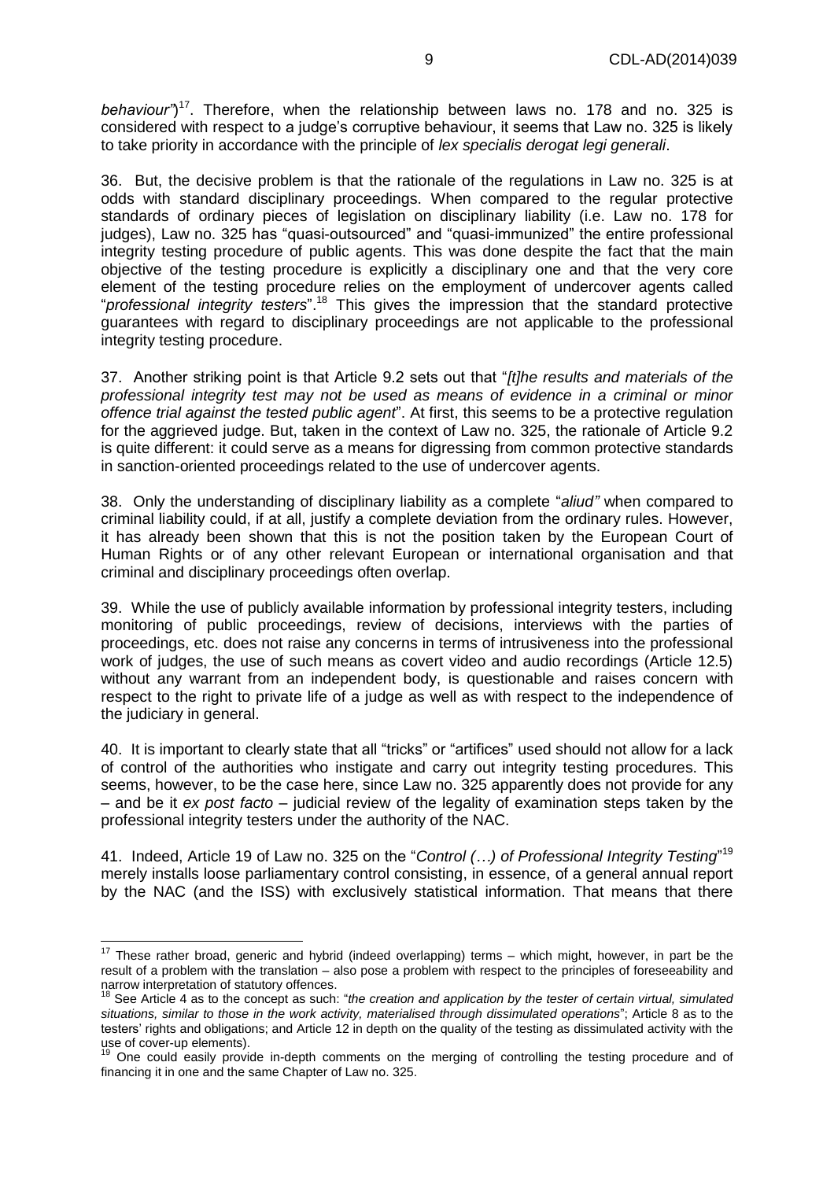*behaviour*")[17]. Therefore, when the relationship between laws no. 178 and no. 325 is considered with respect to a judge's corruptive behaviour, it seems that Law no. 325 is likely to take priority in accordance with the principle of *lex specialis derogat legi generali*.

36. But, the decisive problem is that the rationale of the regulations in Law no. 325 is at odds with standard disciplinary proceedings. When compared to the regular protective standards of ordinary pieces of legislation on disciplinary liability (i.e. Law no. 178 for judges), Law no. 325 has "quasi-outsourced" and "quasi-immunized" the entire professional integrity testing procedure of public agents. This was done despite the fact that the main objective of the testing procedure is explicitly a disciplinary one and that the very core element of the testing procedure relies on the employment of undercover agents called "*professional integrity testers*".[18] This gives the impression that the standard protective guarantees with regard to disciplinary proceedings are not applicable to the professional integrity testing procedure.

37. Another striking point is that Article 9.2 sets out that "*[t]he results and materials of the professional integrity test may not be used as means of evidence in a criminal or minor offence trial against the tested public agent*". At first, this seems to be a protective regulation for the aggrieved judge. But, taken in the context of Law no. 325, the rationale of Article 9.2 is quite different: it could serve as a means for digressing from common protective standards in sanction-oriented proceedings related to the use of undercover agents.

38. Only the understanding of disciplinary liability as a complete "*aliud"* when compared to criminal liability could, if at all, justify a complete deviation from the ordinary rules. However, it has already been shown that this is not the position taken by the European Court of Human Rights or of any other relevant European or international organisation and that criminal and disciplinary proceedings often overlap.

39. While the use of publicly available information by professional integrity testers, including monitoring of public proceedings, review of decisions, interviews with the parties of proceedings, etc. does not raise any concerns in terms of intrusiveness into the professional work of judges, the use of such means as covert video and audio recordings (Article 12.5) without any warrant from an independent body, is questionable and raises concern with respect to the right to private life of a judge as well as with respect to the independence of the judiciary in general.

40. It is important to clearly state that all "tricks" or "artifices" used should not allow for a lack of control of the authorities who instigate and carry out integrity testing procedures. This seems, however, to be the case here, since Law no. 325 apparently does not provide for any – and be it *ex post facto* – judicial review of the legality of examination steps taken by the professional integrity testers under the authority of the NAC.

41. Indeed, Article 19 of Law no. 325 on the "*Control (…) of Professional Integrity Testing*"[19] merely installs loose parliamentary control consisting, in essence, of a general annual report by the NAC (and the ISS) with exclusively statistical information. That means that there

---

[17] These rather broad, generic and hybrid (indeed overlapping) terms – which might, however, in part be the result of a problem with the translation – also pose a problem with respect to the principles of foreseeability and narrow interpretation of statutory offences.

[18] See Article 4 as to the concept as such: "*the creation and application by the tester of certain virtual, simulated situations, similar to those in the work activity, materialised through dissimulated operations*"; Article 8 as to the testers' rights and obligations; and Article 12 in depth on the quality of the testing as dissimulated activity with the use of cover-up elements).

[19] One could easily provide in-depth comments on the merging of controlling the testing procedure and of financing it in one and the same Chapter of Law no. 325.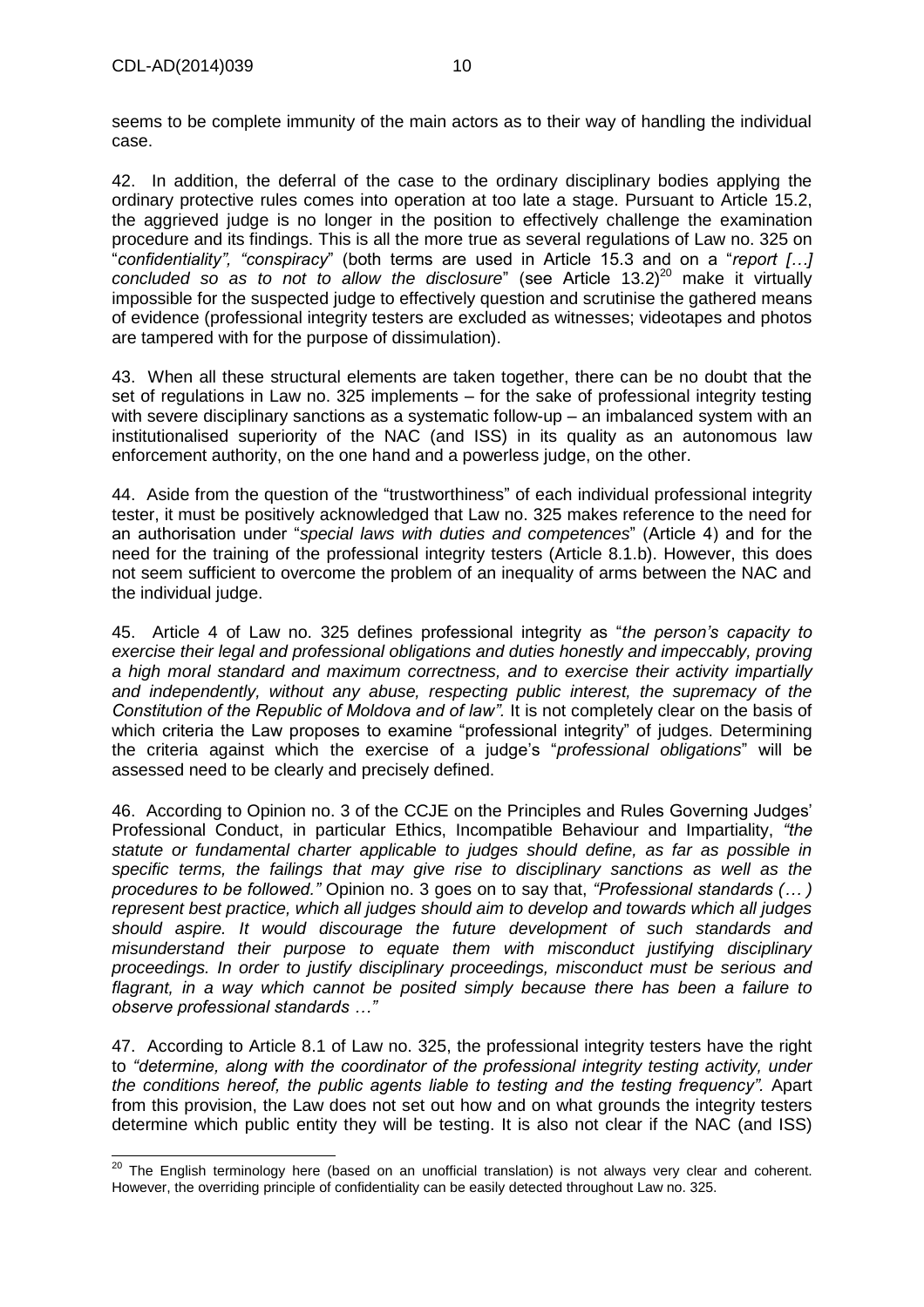seems to be complete immunity of the main actors as to their way of handling the individual case.

42. In addition, the deferral of the case to the ordinary disciplinary bodies applying the ordinary protective rules comes into operation at too late a stage. Pursuant to Article 15.2, the aggrieved judge is no longer in the position to effectively challenge the examination procedure and its findings. This is all the more true as several regulations of Law no. 325 on "*confidentiality", "conspiracy*" (both terms are used in Article 15.3 and on a "*report […] concluded so as to not to allow the disclosure*" (see Article 13.2)[20] make it virtually impossible for the suspected judge to effectively question and scrutinise the gathered means of evidence (professional integrity testers are excluded as witnesses; videotapes and photos are tampered with for the purpose of dissimulation).

43. When all these structural elements are taken together, there can be no doubt that the set of regulations in Law no. 325 implements – for the sake of professional integrity testing with severe disciplinary sanctions as a systematic follow-up – an imbalanced system with an institutionalised superiority of the NAC (and ISS) in its quality as an autonomous law enforcement authority, on the one hand and a powerless judge, on the other.

44. Aside from the question of the "trustworthiness" of each individual professional integrity tester, it must be positively acknowledged that Law no. 325 makes reference to the need for an authorisation under "*special laws with duties and competences*" (Article 4) and for the need for the training of the professional integrity testers (Article 8.1.b). However, this does not seem sufficient to overcome the problem of an inequality of arms between the NAC and the individual judge.

45. Article 4 of Law no. 325 defines professional integrity as "*the person's capacity to exercise their legal and professional obligations and duties honestly and impeccably, proving a high moral standard and maximum correctness, and to exercise their activity impartially and independently, without any abuse, respecting public interest, the supremacy of the Constitution of the Republic of Moldova and of law".* It is not completely clear on the basis of which criteria the Law proposes to examine "professional integrity" of judges. Determining the criteria against which the exercise of a judge's "*professional obligations*" will be assessed need to be clearly and precisely defined.

46. According to Opinion no. 3 of the CCJE on the Principles and Rules Governing Judges' Professional Conduct, in particular Ethics, Incompatible Behaviour and Impartiality, *"the statute or fundamental charter applicable to judges should define, as far as possible in specific terms, the failings that may give rise to disciplinary sanctions as well as the procedures to be followed."* Opinion no. 3 goes on to say that, *"Professional standards (… ) represent best practice, which all judges should aim to develop and towards which all judges should aspire. It would discourage the future development of such standards and misunderstand their purpose to equate them with misconduct justifying disciplinary proceedings. In order to justify disciplinary proceedings, misconduct must be serious and flagrant, in a way which cannot be posited simply because there has been a failure to observe professional standards …"*

47. According to Article 8.1 of Law no. 325, the professional integrity testers have the right to *"determine, along with the coordinator of the professional integrity testing activity, under the conditions hereof, the public agents liable to testing and the testing frequency".* Apart from this provision, the Law does not set out how and on what grounds the integrity testers determine which public entity they will be testing. It is also not clear if the NAC (and ISS)

---

[20] The English terminology here (based on an unofficial translation) is not always very clear and coherent. However, the overriding principle of confidentiality can be easily detected throughout Law no. 325.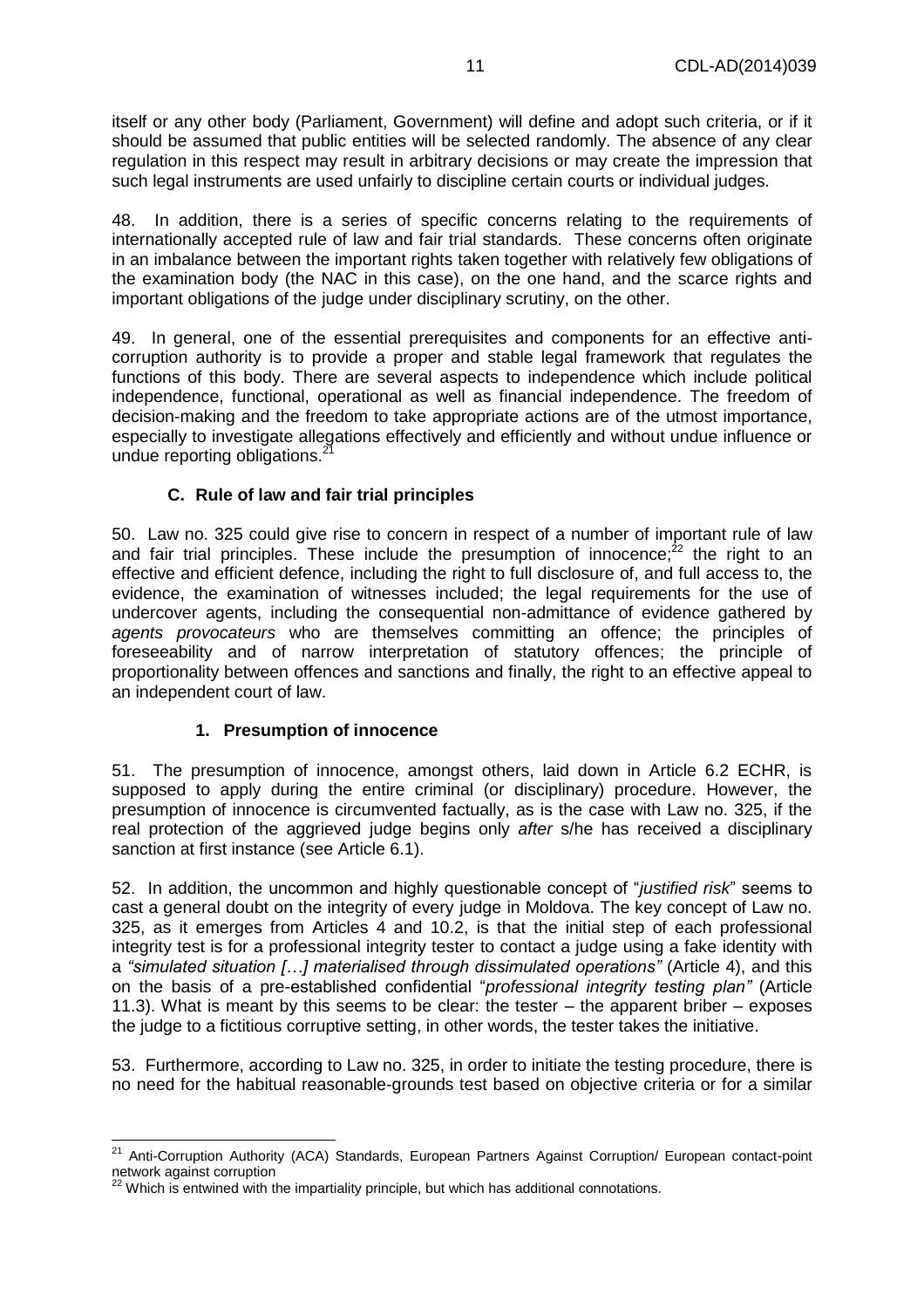itself or any other body (Parliament, Government) will define and adopt such criteria, or if it should be assumed that public entities will be selected randomly. The absence of any clear regulation in this respect may result in arbitrary decisions or may create the impression that such legal instruments are used unfairly to discipline certain courts or individual judges.

48. In addition, there is a series of specific concerns relating to the requirements of internationally accepted rule of law and fair trial standards. These concerns often originate in an imbalance between the important rights taken together with relatively few obligations of the examination body (the NAC in this case), on the one hand, and the scarce rights and important obligations of the judge under disciplinary scrutiny, on the other.

49. In general, one of the essential prerequisites and components for an effective anti-corruption authority is to provide a proper and stable legal framework that regulates the functions of this body. There are several aspects to independence which include political independence, functional, operational as well as financial independence. The freedom of decision-making and the freedom to take appropriate actions are of the utmost importance, especially to investigate allegations effectively and efficiently and without undue influence or undue reporting obligations.[21]

### C. Rule of law and fair trial principles

50. Law no. 325 could give rise to concern in respect of a number of important rule of law and fair trial principles. These include the presumption of innocence;[22] the right to an effective and efficient defence, including the right to full disclosure of, and full access to, the evidence, the examination of witnesses included; the legal requirements for the use of undercover agents, including the consequential non-admittance of evidence gathered by *agents provocateurs* who are themselves committing an offence; the principles of foreseeability and of narrow interpretation of statutory offences; the principle of proportionality between offences and sanctions and finally, the right to an effective appeal to an independent court of law.

#### 1. Presumption of innocence

51. The presumption of innocence, amongst others, laid down in Article 6.2 ECHR, is supposed to apply during the entire criminal (or disciplinary) procedure. However, the presumption of innocence is circumvented factually, as is the case with Law no. 325, if the real protection of the aggrieved judge begins only *after* s/he has received a disciplinary sanction at first instance (see Article 6.1).

52. In addition, the uncommon and highly questionable concept of "*justified risk*" seems to cast a general doubt on the integrity of every judge in Moldova. The key concept of Law no. 325, as it emerges from Articles 4 and 10.2, is that the initial step of each professional integrity test is for a professional integrity tester to contact a judge using a fake identity with a *"simulated situation […] materialised through dissimulated operations"* (Article 4), and this on the basis of a pre-established confidential "*professional integrity testing plan"* (Article 11.3). What is meant by this seems to be clear: the tester – the apparent briber – exposes the judge to a fictitious corruptive setting, in other words, the tester takes the initiative.

53. Furthermore, according to Law no. 325, in order to initiate the testing procedure, there is no need for the habitual reasonable-grounds test based on objective criteria or for a similar

---

[21] Anti-Corruption Authority (ACA) Standards, European Partners Against Corruption/ European contact-point network against corruption

[22] Which is entwined with the impartiality principle, but which has additional connotations.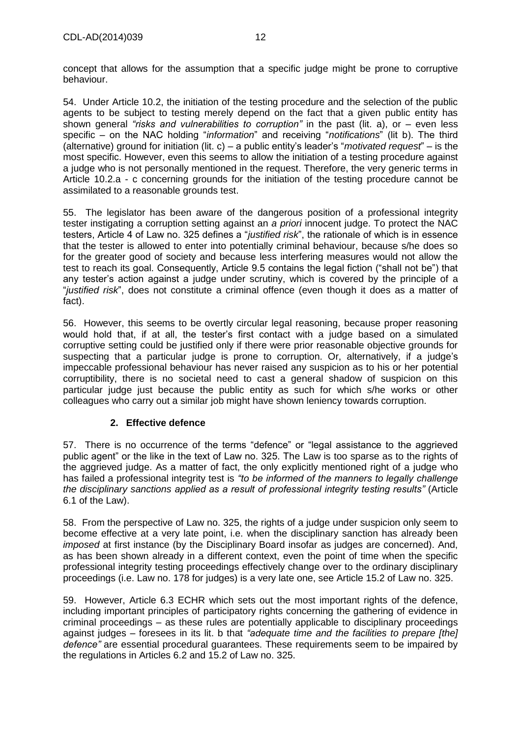concept that allows for the assumption that a specific judge might be prone to corruptive behaviour.

54. Under Article 10.2, the initiation of the testing procedure and the selection of the public agents to be subject to testing merely depend on the fact that a given public entity has shown general *"risks and vulnerabilities to corruption"* in the past (lit. a), or – even less specific – on the NAC holding "*information*" and receiving "*notifications*" (lit b). The third (alternative) ground for initiation (lit. c) – a public entity's leader's "*motivated request*" – is the most specific. However, even this seems to allow the initiation of a testing procedure against a judge who is not personally mentioned in the request. Therefore, the very generic terms in Article 10.2.a - c concerning grounds for the initiation of the testing procedure cannot be assimilated to a reasonable grounds test.

55. The legislator has been aware of the dangerous position of a professional integrity tester instigating a corruption setting against an *a priori* innocent judge. To protect the NAC testers, Article 4 of Law no. 325 defines a "*justified risk*", the rationale of which is in essence that the tester is allowed to enter into potentially criminal behaviour, because s/he does so for the greater good of society and because less interfering measures would not allow the test to reach its goal. Consequently, Article 9.5 contains the legal fiction ("shall not be") that any tester's action against a judge under scrutiny, which is covered by the principle of a "*justified risk*", does not constitute a criminal offence (even though it does as a matter of fact).

56. However, this seems to be overtly circular legal reasoning, because proper reasoning would hold that, if at all, the tester's first contact with a judge based on a simulated corruptive setting could be justified only if there were prior reasonable objective grounds for suspecting that a particular judge is prone to corruption. Or, alternatively, if a judge's impeccable professional behaviour has never raised any suspicion as to his or her potential corruptibility, there is no societal need to cast a general shadow of suspicion on this particular judge just because the public entity as such for which s/he works or other colleagues who carry out a similar job might have shown leniency towards corruption.

### 2. Effective defence

57. There is no occurrence of the terms "defence" or "legal assistance to the aggrieved public agent" or the like in the text of Law no. 325. The Law is too sparse as to the rights of the aggrieved judge. As a matter of fact, the only explicitly mentioned right of a judge who has failed a professional integrity test is *"to be informed of the manners to legally challenge the disciplinary sanctions applied as a result of professional integrity testing results"* (Article 6.1 of the Law).

58. From the perspective of Law no. 325, the rights of a judge under suspicion only seem to become effective at a very late point, i.e. when the disciplinary sanction has already been *imposed* at first instance (by the Disciplinary Board insofar as judges are concerned). And, as has been shown already in a different context, even the point of time when the specific professional integrity testing proceedings effectively change over to the ordinary disciplinary proceedings (i.e. Law no. 178 for judges) is a very late one, see Article 15.2 of Law no. 325.

59. However, Article 6.3 ECHR which sets out the most important rights of the defence, including important principles of participatory rights concerning the gathering of evidence in criminal proceedings – as these rules are potentially applicable to disciplinary proceedings against judges – foresees in its lit. b that *"adequate time and the facilities to prepare [the] defence"* are essential procedural guarantees. These requirements seem to be impaired by the regulations in Articles 6.2 and 15.2 of Law no. 325.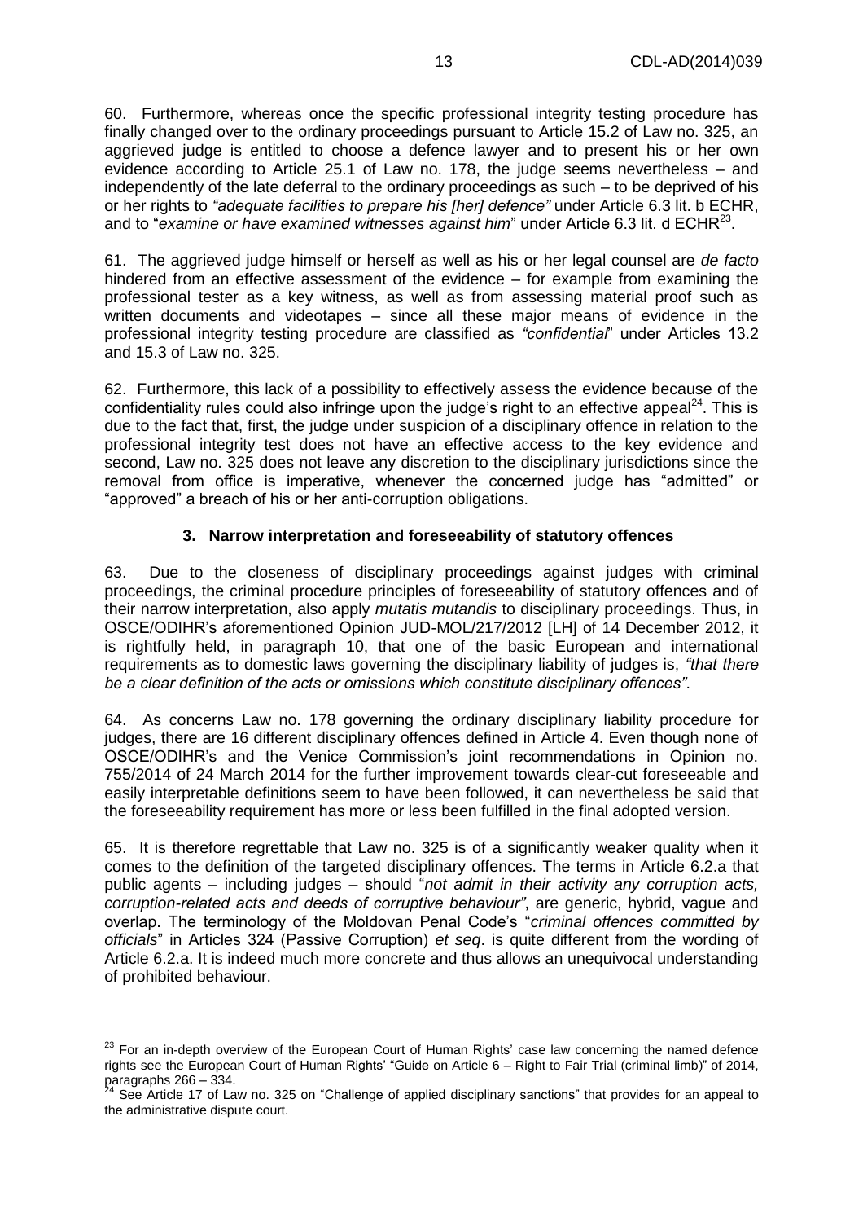60. Furthermore, whereas once the specific professional integrity testing procedure has finally changed over to the ordinary proceedings pursuant to Article 15.2 of Law no. 325, an aggrieved judge is entitled to choose a defence lawyer and to present his or her own evidence according to Article 25.1 of Law no. 178, the judge seems nevertheless – and independently of the late deferral to the ordinary proceedings as such – to be deprived of his or her rights to *"adequate facilities to prepare his [her] defence"* under Article 6.3 lit. b ECHR, and to "*examine or have examined witnesses against him*" under Article 6.3 lit. d ECHR[23].

61. The aggrieved judge himself or herself as well as his or her legal counsel are *de facto* hindered from an effective assessment of the evidence – for example from examining the professional tester as a key witness, as well as from assessing material proof such as written documents and videotapes – since all these major means of evidence in the professional integrity testing procedure are classified as *"confidential*" under Articles 13.2 and 15.3 of Law no. 325.

62. Furthermore, this lack of a possibility to effectively assess the evidence because of the confidentiality rules could also infringe upon the judge's right to an effective appeal[24]. This is due to the fact that, first, the judge under suspicion of a disciplinary offence in relation to the professional integrity test does not have an effective access to the key evidence and second, Law no. 325 does not leave any discretion to the disciplinary jurisdictions since the removal from office is imperative, whenever the concerned judge has "admitted" or "approved" a breach of his or her anti-corruption obligations.

### 3. Narrow interpretation and foreseeability of statutory offences

63. Due to the closeness of disciplinary proceedings against judges with criminal proceedings, the criminal procedure principles of foreseeability of statutory offences and of their narrow interpretation, also apply *mutatis mutandis* to disciplinary proceedings. Thus, in OSCE/ODIHR's aforementioned Opinion JUD-MOL/217/2012 [LH] of 14 December 2012, it is rightfully held, in paragraph 10, that one of the basic European and international requirements as to domestic laws governing the disciplinary liability of judges is, *"that there be a clear definition of the acts or omissions which constitute disciplinary offences"*.

64. As concerns Law no. 178 governing the ordinary disciplinary liability procedure for judges, there are 16 different disciplinary offences defined in Article 4. Even though none of OSCE/ODIHR's and the Venice Commission's joint recommendations in Opinion no. 755/2014 of 24 March 2014 for the further improvement towards clear-cut foreseeable and easily interpretable definitions seem to have been followed, it can nevertheless be said that the foreseeability requirement has more or less been fulfilled in the final adopted version.

65. It is therefore regrettable that Law no. 325 is of a significantly weaker quality when it comes to the definition of the targeted disciplinary offences. The terms in Article 6.2.a that public agents – including judges – should "*not admit in their activity any corruption acts, corruption-related acts and deeds of corruptive behaviour"*, are generic, hybrid, vague and overlap. The terminology of the Moldovan Penal Code's "*criminal offences committed by officials*" in Articles 324 (Passive Corruption) *et seq*. is quite different from the wording of Article 6.2.a. It is indeed much more concrete and thus allows an unequivocal understanding of prohibited behaviour.

---

[23] For an in-depth overview of the European Court of Human Rights' case law concerning the named defence rights see the European Court of Human Rights' "Guide on Article 6 – Right to Fair Trial (criminal limb)" of 2014, paragraphs 266 – 334.

[24] See Article 17 of Law no. 325 on "Challenge of applied disciplinary sanctions" that provides for an appeal to the administrative dispute court.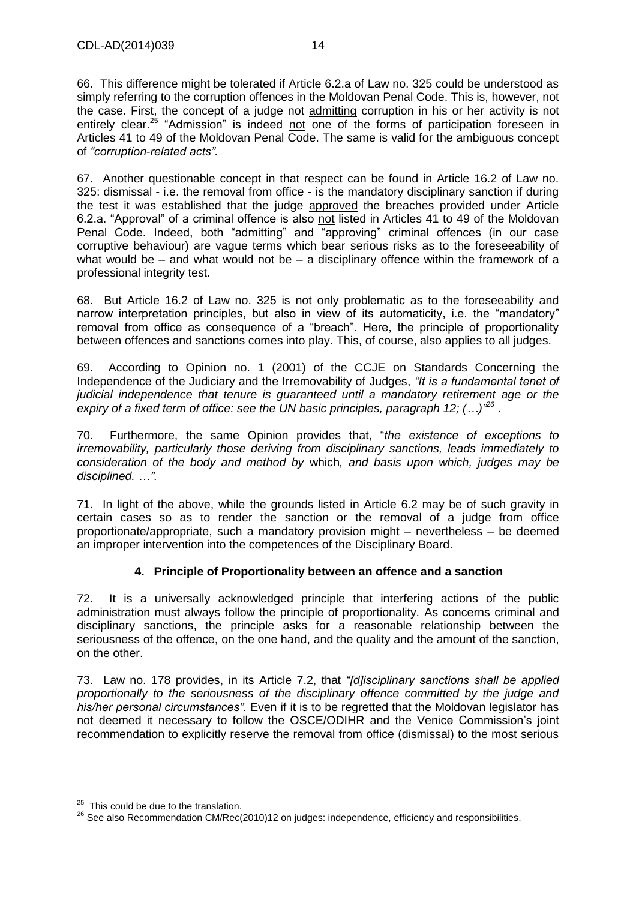66. This difference might be tolerated if Article 6.2.a of Law no. 325 could be understood as simply referring to the corruption offences in the Moldovan Penal Code. This is, however, not the case. First, the concept of a judge not admitting corruption in his or her activity is not entirely clear.[25] "Admission" is indeed not one of the forms of participation foreseen in Articles 41 to 49 of the Moldovan Penal Code. The same is valid for the ambiguous concept of *"corruption-related acts".*

67. Another questionable concept in that respect can be found in Article 16.2 of Law no. 325: dismissal - i.e. the removal from office - is the mandatory disciplinary sanction if during the test it was established that the judge approved the breaches provided under Article 6.2.a. "Approval" of a criminal offence is also not listed in Articles 41 to 49 of the Moldovan Penal Code. Indeed, both "admitting" and "approving" criminal offences (in our case corruptive behaviour) are vague terms which bear serious risks as to the foreseeability of what would be – and what would not be – a disciplinary offence within the framework of a professional integrity test.

68. But Article 16.2 of Law no. 325 is not only problematic as to the foreseeability and narrow interpretation principles, but also in view of its automaticity, i.e. the "mandatory" removal from office as consequence of a "breach". Here, the principle of proportionality between offences and sanctions comes into play. This, of course, also applies to all judges.

69. According to Opinion no. 1 (2001) of the CCJE on Standards Concerning the Independence of the Judiciary and the Irremovability of Judges, *"It is a fundamental tenet of judicial independence that tenure is guaranteed until a mandatory retirement age or the expiry of a fixed term of office: see the UN basic principles, paragraph 12; (…)"*[26] .

70. Furthermore, the same Opinion provides that, "*the existence of exceptions to irremovability, particularly those deriving from disciplinary sanctions, leads immediately to consideration of the body and method by* which*, and basis upon which, judges may be disciplined. …".*

71. In light of the above, while the grounds listed in Article 6.2 may be of such gravity in certain cases so as to render the sanction or the removal of a judge from office proportionate/appropriate, such a mandatory provision might – nevertheless – be deemed an improper intervention into the competences of the Disciplinary Board.

### 4. Principle of Proportionality between an offence and a sanction

72. It is a universally acknowledged principle that interfering actions of the public administration must always follow the principle of proportionality. As concerns criminal and disciplinary sanctions, the principle asks for a reasonable relationship between the seriousness of the offence, on the one hand, and the quality and the amount of the sanction, on the other.

73. Law no. 178 provides, in its Article 7.2, that *"[d]isciplinary sanctions shall be applied proportionally to the seriousness of the disciplinary offence committed by the judge and his/her personal circumstances".* Even if it is to be regretted that the Moldovan legislator has not deemed it necessary to follow the OSCE/ODIHR and the Venice Commission's joint recommendation to explicitly reserve the removal from office (dismissal) to the most serious

---

[25] This could be due to the translation.

[26] See also Recommendation CM/Rec(2010)12 on judges: independence, efficiency and responsibilities.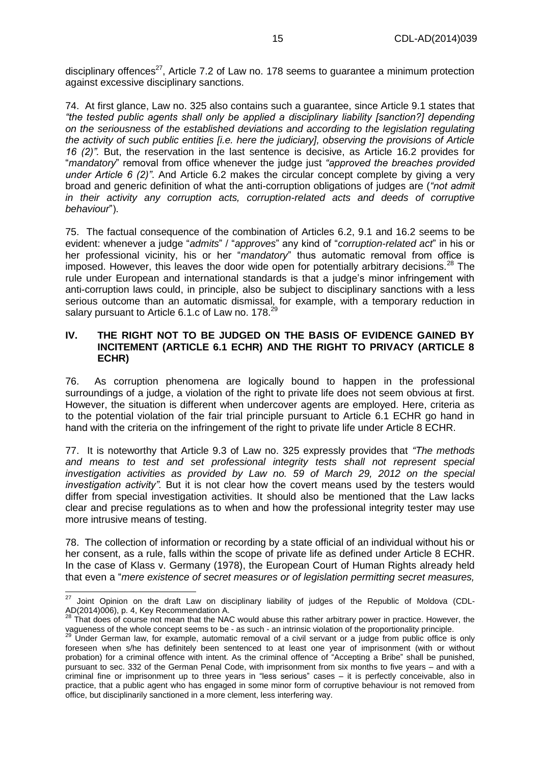disciplinary offences[27], Article 7.2 of Law no. 178 seems to guarantee a minimum protection against excessive disciplinary sanctions.

74. At first glance, Law no. 325 also contains such a guarantee, since Article 9.1 states that *"the tested public agents shall only be applied a disciplinary liability [sanction?] depending on the seriousness of the established deviations and according to the legislation regulating the activity of such public entities [i.e. here the judiciary], observing the provisions of Article 16 (2)".* But, the reservation in the last sentence is decisive, as Article 16.2 provides for "*mandatory*" removal from office whenever the judge just *"approved the breaches provided under Article 6 (2)"*. And Article 6.2 makes the circular concept complete by giving a very broad and generic definition of what the anti-corruption obligations of judges are (*"not admit in their activity any corruption acts, corruption-related acts and deeds of corruptive behaviour*").

75. The factual consequence of the combination of Articles 6.2, 9.1 and 16.2 seems to be evident: whenever a judge "*admits*" / "*approves*" any kind of "*corruption-related act*" in his or her professional vicinity, his or her "*mandatory*" thus automatic removal from office is imposed. However, this leaves the door wide open for potentially arbitrary decisions.[28] The rule under European and international standards is that a judge's minor infringement with anti-corruption laws could, in principle, also be subject to disciplinary sanctions with a less serious outcome than an automatic dismissal, for example, with a temporary reduction in salary pursuant to Article 6.1.c of Law no. 178.[29]

## IV. THE RIGHT NOT TO BE JUDGED ON THE BASIS OF EVIDENCE GAINED BY INCITEMENT (ARTICLE 6.1 ECHR) AND THE RIGHT TO PRIVACY (ARTICLE 8 ECHR)

76. As corruption phenomena are logically bound to happen in the professional surroundings of a judge, a violation of the right to private life does not seem obvious at first. However, the situation is different when undercover agents are employed. Here, criteria as to the potential violation of the fair trial principle pursuant to Article 6.1 ECHR go hand in hand with the criteria on the infringement of the right to private life under Article 8 ECHR.

77. It is noteworthy that Article 9.3 of Law no. 325 expressly provides that *"The methods and means to test and set professional integrity tests shall not represent special investigation activities as provided by Law no. 59 of March 29, 2012 on the special investigation activity".* But it is not clear how the covert means used by the testers would differ from special investigation activities. It should also be mentioned that the Law lacks clear and precise regulations as to when and how the professional integrity tester may use more intrusive means of testing.

78. The collection of information or recording by a state official of an individual without his or her consent, as a rule, falls within the scope of private life as defined under Article 8 ECHR. In the case of Klass v. Germany (1978), the European Court of Human Rights already held that even a "*mere existence of secret measures or of legislation permitting secret measures,*

---

[27] Joint Opinion on the draft Law on disciplinary liability of judges of the Republic of Moldova (CDL-AD(2014)006), p. 4, Key Recommendation A.

[28] That does of course not mean that the NAC would abuse this rather arbitrary power in practice. However, the vagueness of the whole concept seems to be - as such - an intrinsic violation of the proportionality principle.

[29] Under German law, for example, automatic removal of a civil servant or a judge from public office is only foreseen when s/he has definitely been sentenced to at least one year of imprisonment (with or without probation) for a criminal offence with intent. As the criminal offence of "Accepting a Bribe" shall be punished, pursuant to sec. 332 of the German Penal Code, with imprisonment from six months to five years – and with a criminal fine or imprisonment up to three years in "less serious" cases – it is perfectly conceivable, also in practice, that a public agent who has engaged in some minor form of corruptive behaviour is not removed from office, but disciplinarily sanctioned in a more clement, less interfering way.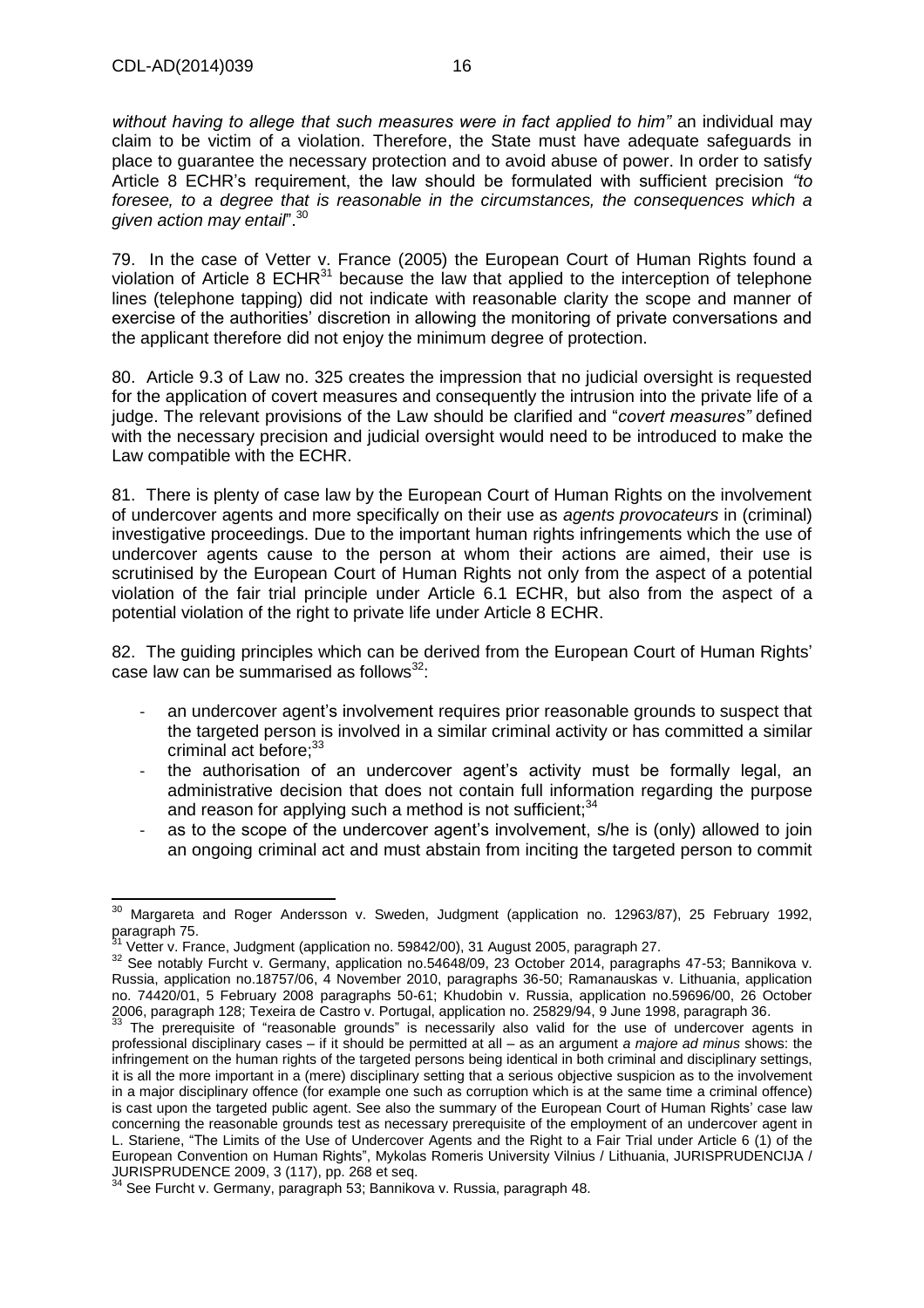*without having to allege that such measures were in fact applied to him"* an individual may claim to be victim of a violation. Therefore, the State must have adequate safeguards in place to guarantee the necessary protection and to avoid abuse of power. In order to satisfy Article 8 ECHR's requirement, the law should be formulated with sufficient precision *"to foresee, to a degree that is reasonable in the circumstances, the consequences which a given action may entail*".[30]

79. In the case of Vetter v. France (2005) the European Court of Human Rights found a violation of Article 8 ECHR[31] because the law that applied to the interception of telephone lines (telephone tapping) did not indicate with reasonable clarity the scope and manner of exercise of the authorities' discretion in allowing the monitoring of private conversations and the applicant therefore did not enjoy the minimum degree of protection.

80. Article 9.3 of Law no. 325 creates the impression that no judicial oversight is requested for the application of covert measures and consequently the intrusion into the private life of a judge. The relevant provisions of the Law should be clarified and "*covert measures"* defined with the necessary precision and judicial oversight would need to be introduced to make the Law compatible with the ECHR.

81. There is plenty of case law by the European Court of Human Rights on the involvement of undercover agents and more specifically on their use as *agents provocateurs* in (criminal) investigative proceedings. Due to the important human rights infringements which the use of undercover agents cause to the person at whom their actions are aimed, their use is scrutinised by the European Court of Human Rights not only from the aspect of a potential violation of the fair trial principle under Article 6.1 ECHR, but also from the aspect of a potential violation of the right to private life under Article 8 ECHR.

82. The guiding principles which can be derived from the European Court of Human Rights' case law can be summarised as follows[32]:

- an undercover agent's involvement requires prior reasonable grounds to suspect that the targeted person is involved in a similar criminal activity or has committed a similar criminal act before;[33]
- the authorisation of an undercover agent's activity must be formally legal, an administrative decision that does not contain full information regarding the purpose and reason for applying such a method is not sufficient;[34]
- as to the scope of the undercover agent's involvement, s/he is (only) allowed to join an ongoing criminal act and must abstain from inciting the targeted person to commit

---

[30] Margareta and Roger Andersson v. Sweden, Judgment (application no. 12963/87), 25 February 1992, paragraph 75.

[31] Vetter v. France, Judgment (application no. 59842/00), 31 August 2005, paragraph 27.

[32] See notably Furcht v. Germany, application no.54648/09, 23 October 2014, paragraphs 47-53; Bannikova v. Russia, application no.18757/06, 4 November 2010, paragraphs 36-50; Ramanauskas v. Lithuania, application no. 74420/01, 5 February 2008 paragraphs 50-61; Khudobin v. Russia, application no.59696/00, 26 October 2006, paragraph 128; Texeira de Castro v. Portugal, application no. 25829/94, 9 June 1998, paragraph 36.

[33] The prerequisite of "reasonable grounds" is necessarily also valid for the use of undercover agents in professional disciplinary cases – if it should be permitted at all – as an argument *a majore ad minus* shows: the infringement on the human rights of the targeted persons being identical in both criminal and disciplinary settings, it is all the more important in a (mere) disciplinary setting that a serious objective suspicion as to the involvement in a major disciplinary offence (for example one such as corruption which is at the same time a criminal offence) is cast upon the targeted public agent. See also the summary of the European Court of Human Rights' case law concerning the reasonable grounds test as necessary prerequisite of the employment of an undercover agent in L. Stariene, "The Limits of the Use of Undercover Agents and the Right to a Fair Trial under Article 6 (1) of the European Convention on Human Rights", Mykolas Romeris University Vilnius / Lithuania, JURISPRUDENCIJA / JURISPRUDENCE 2009, 3 (117), pp. 268 et seq.

[34] See Furcht v. Germany, paragraph 53; Bannikova v. Russia, paragraph 48.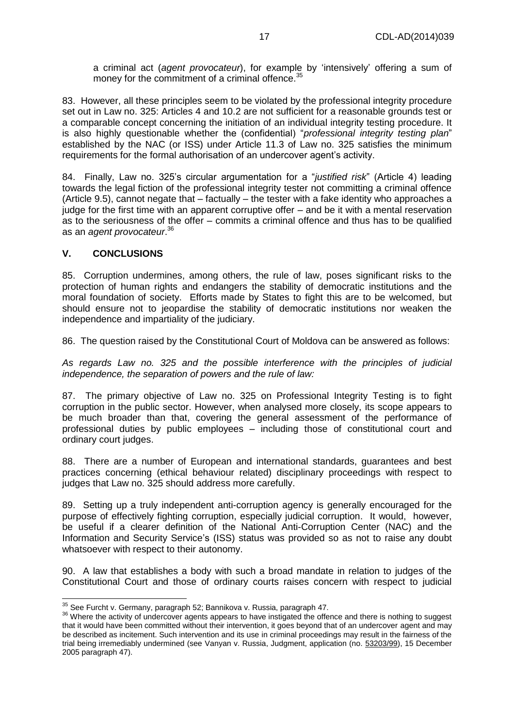a criminal act (*agent provocateur*), for example by 'intensively' offering a sum of money for the commitment of a criminal offence.[35]

83. However, all these principles seem to be violated by the professional integrity procedure set out in Law no. 325: Articles 4 and 10.2 are not sufficient for a reasonable grounds test or a comparable concept concerning the initiation of an individual integrity testing procedure. It is also highly questionable whether the (confidential) "*professional integrity testing plan*" established by the NAC (or ISS) under Article 11.3 of Law no. 325 satisfies the minimum requirements for the formal authorisation of an undercover agent's activity.

84. Finally, Law no. 325's circular argumentation for a "*justified risk*" (Article 4) leading towards the legal fiction of the professional integrity tester not committing a criminal offence (Article 9.5), cannot negate that – factually – the tester with a fake identity who approaches a judge for the first time with an apparent corruptive offer – and be it with a mental reservation as to the seriousness of the offer – commits a criminal offence and thus has to be qualified as an *agent provocateur*.[36]

## V. CONCLUSIONS

85. Corruption undermines, among others, the rule of law, poses significant risks to the protection of human rights and endangers the stability of democratic institutions and the moral foundation of society. Efforts made by States to fight this are to be welcomed, but should ensure not to jeopardise the stability of democratic institutions nor weaken the independence and impartiality of the judiciary.

86. The question raised by the Constitutional Court of Moldova can be answered as follows:

*As regards Law no. 325 and the possible interference with the principles of judicial independence, the separation of powers and the rule of law:*

87. The primary objective of Law no. 325 on Professional Integrity Testing is to fight corruption in the public sector. However, when analysed more closely, its scope appears to be much broader than that, covering the general assessment of the performance of professional duties by public employees – including those of constitutional court and ordinary court judges.

88. There are a number of European and international standards, guarantees and best practices concerning (ethical behaviour related) disciplinary proceedings with respect to judges that Law no. 325 should address more carefully.

89. Setting up a truly independent anti-corruption agency is generally encouraged for the purpose of effectively fighting corruption, especially judicial corruption. It would, however, be useful if a clearer definition of the National Anti-Corruption Center (NAC) and the Information and Security Service's (ISS) status was provided so as not to raise any doubt whatsoever with respect to their autonomy.

90. A law that establishes a body with such a broad mandate in relation to judges of the Constitutional Court and those of ordinary courts raises concern with respect to judicial

---

[35] See Furcht v. Germany, paragraph 52; Bannikova v. Russia, paragraph 47.

[36] Where the activity of undercover agents appears to have instigated the offence and there is nothing to suggest that it would have been committed without their intervention, it goes beyond that of an undercover agent and may be described as incitement. Such intervention and its use in criminal proceedings may result in the fairness of the trial being irremediably undermined (see Vanyan v. Russia, Judgment, application (no. 53203/99), 15 December 2005 paragraph 47).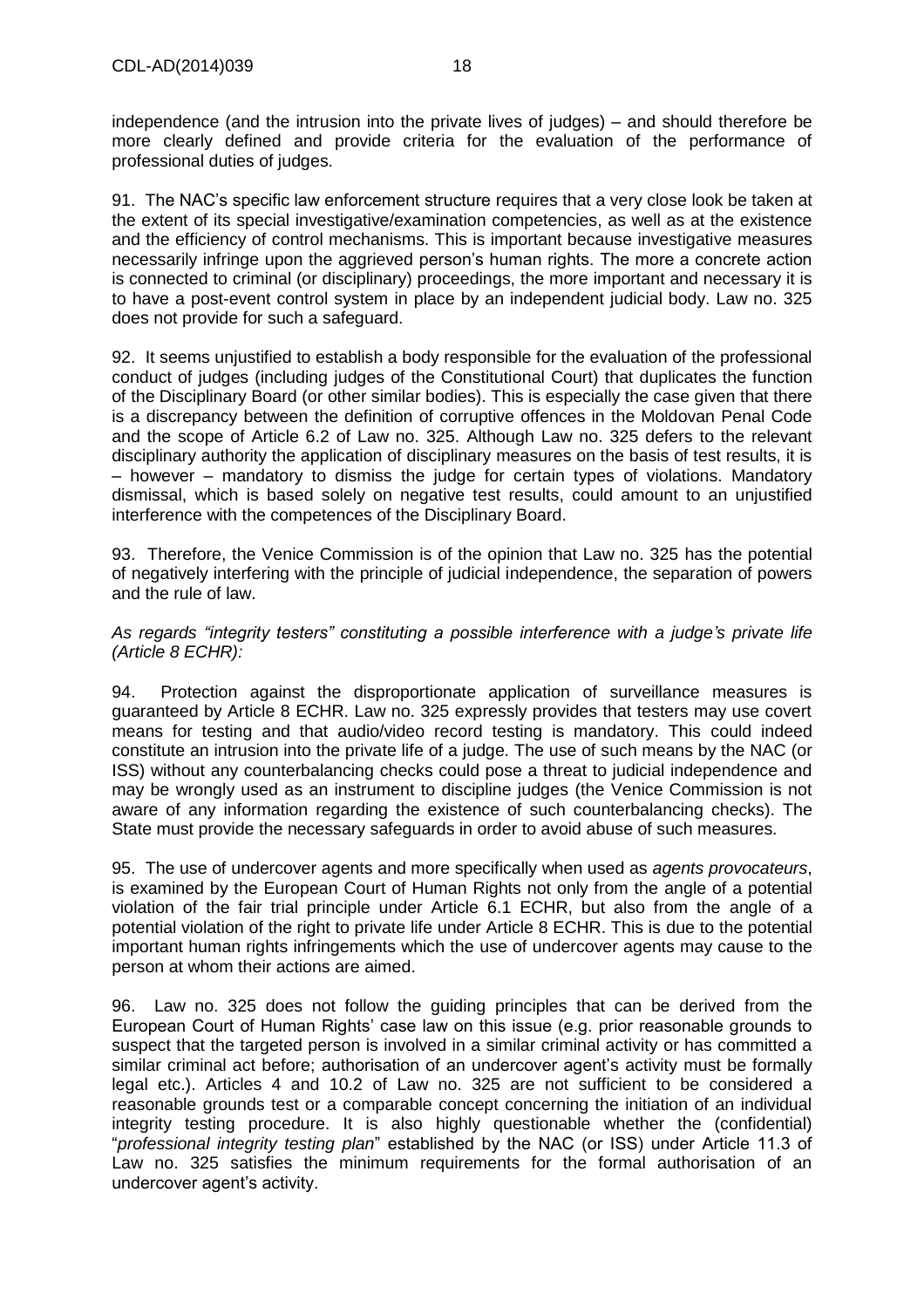independence (and the intrusion into the private lives of judges) – and should therefore be more clearly defined and provide criteria for the evaluation of the performance of professional duties of judges.

91. The NAC's specific law enforcement structure requires that a very close look be taken at the extent of its special investigative/examination competencies, as well as at the existence and the efficiency of control mechanisms. This is important because investigative measures necessarily infringe upon the aggrieved person's human rights. The more a concrete action is connected to criminal (or disciplinary) proceedings, the more important and necessary it is to have a post-event control system in place by an independent judicial body. Law no. 325 does not provide for such a safeguard.

92. It seems unjustified to establish a body responsible for the evaluation of the professional conduct of judges (including judges of the Constitutional Court) that duplicates the function of the Disciplinary Board (or other similar bodies). This is especially the case given that there is a discrepancy between the definition of corruptive offences in the Moldovan Penal Code and the scope of Article 6.2 of Law no. 325. Although Law no. 325 defers to the relevant disciplinary authority the application of disciplinary measures on the basis of test results, it is – however – mandatory to dismiss the judge for certain types of violations. Mandatory dismissal, which is based solely on negative test results, could amount to an unjustified interference with the competences of the Disciplinary Board.

93. Therefore, the Venice Commission is of the opinion that Law no. 325 has the potential of negatively interfering with the principle of judicial independence, the separation of powers and the rule of law.

*As regards "integrity testers" constituting a possible interference with a judge's private life (Article 8 ECHR):*

94. Protection against the disproportionate application of surveillance measures is guaranteed by Article 8 ECHR. Law no. 325 expressly provides that testers may use covert means for testing and that audio/video record testing is mandatory. This could indeed constitute an intrusion into the private life of a judge. The use of such means by the NAC (or ISS) without any counterbalancing checks could pose a threat to judicial independence and may be wrongly used as an instrument to discipline judges (the Venice Commission is not aware of any information regarding the existence of such counterbalancing checks). The State must provide the necessary safeguards in order to avoid abuse of such measures.

95. The use of undercover agents and more specifically when used as *agents provocateurs*, is examined by the European Court of Human Rights not only from the angle of a potential violation of the fair trial principle under Article 6.1 ECHR, but also from the angle of a potential violation of the right to private life under Article 8 ECHR. This is due to the potential important human rights infringements which the use of undercover agents may cause to the person at whom their actions are aimed.

96. Law no. 325 does not follow the guiding principles that can be derived from the European Court of Human Rights' case law on this issue (e.g. prior reasonable grounds to suspect that the targeted person is involved in a similar criminal activity or has committed a similar criminal act before; authorisation of an undercover agent's activity must be formally legal etc.). Articles 4 and 10.2 of Law no. 325 are not sufficient to be considered a reasonable grounds test or a comparable concept concerning the initiation of an individual integrity testing procedure. It is also highly questionable whether the (confidential) "*professional integrity testing plan*" established by the NAC (or ISS) under Article 11.3 of Law no. 325 satisfies the minimum requirements for the formal authorisation of an undercover agent's activity.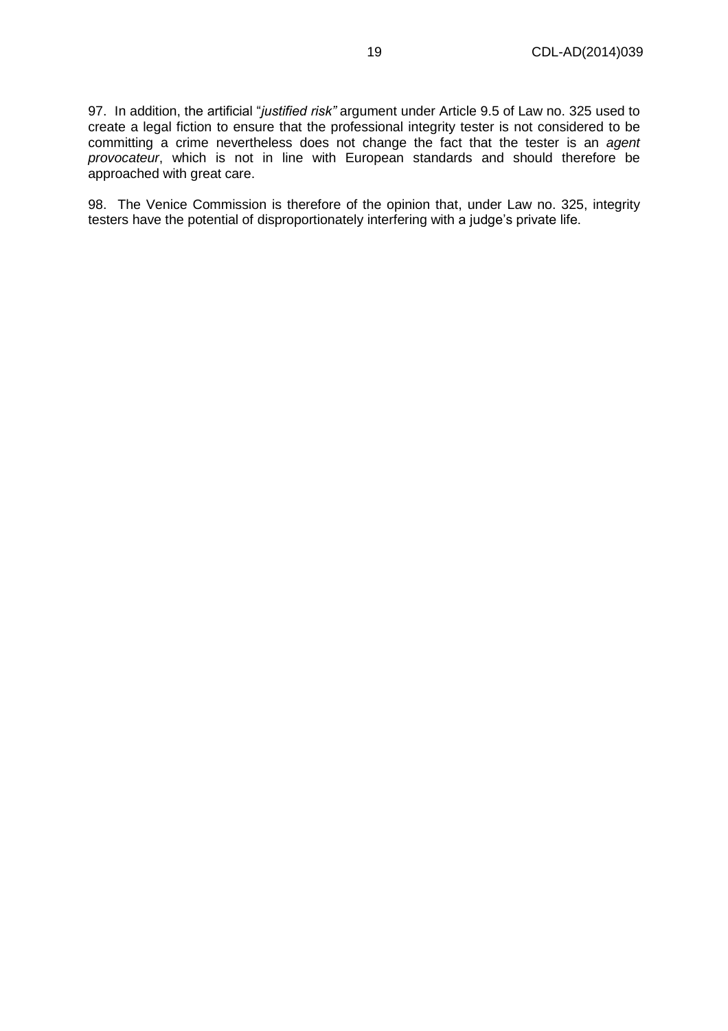97. In addition, the artificial "*justified risk"* argument under Article 9.5 of Law no. 325 used to create a legal fiction to ensure that the professional integrity tester is not considered to be committing a crime nevertheless does not change the fact that the tester is an *agent provocateur*, which is not in line with European standards and should therefore be approached with great care.

98. The Venice Commission is therefore of the opinion that, under Law no. 325, integrity testers have the potential of disproportionately interfering with a judge's private life.